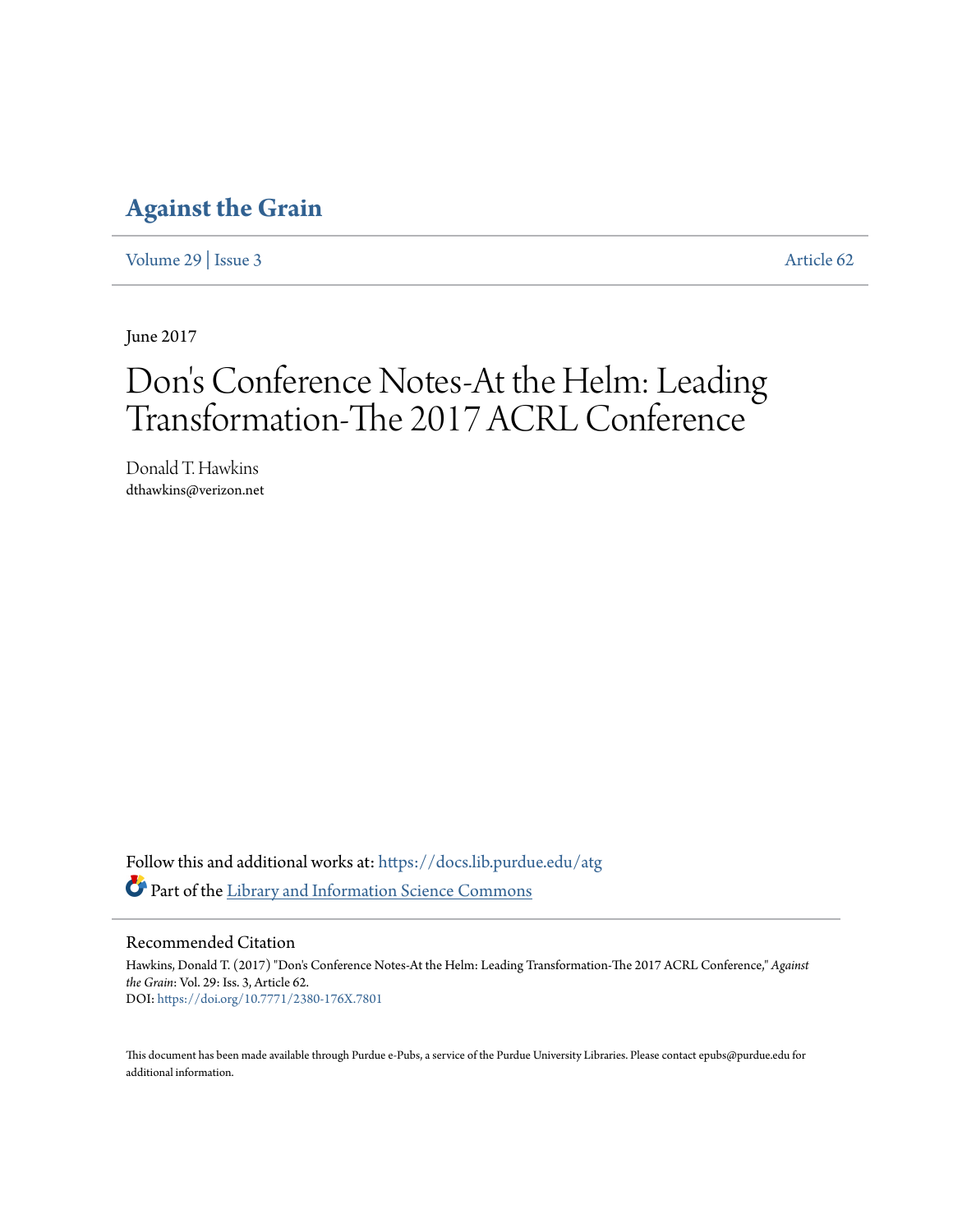# Against the Grain

Volume 29 | Issue 3 Article 62

June 2017

# Don's Conference Notes-At the Helm: Leading Transformation-The 2017 ACRL Conference

Donald T. Hawkins
dthawkins@verizon.net

Follow this and additional works at: https://docs.lib.purdue.edu/atg

Part of the Library and Information Science Commons

## Recommended Citation

Hawkins, Donald T. (2017) "Don's Conference Notes-At the Helm: Leading Transformation-The 2017 ACRL Conference," *Against the Grain*: Vol. 29: Iss. 3, Article 62.
DOI: https://doi.org/10.7771/2380-176X.7801

This document has been made available through Purdue e-Pubs, a service of the Purdue University Libraries. Please contact epubs@purdue.edu for additional information.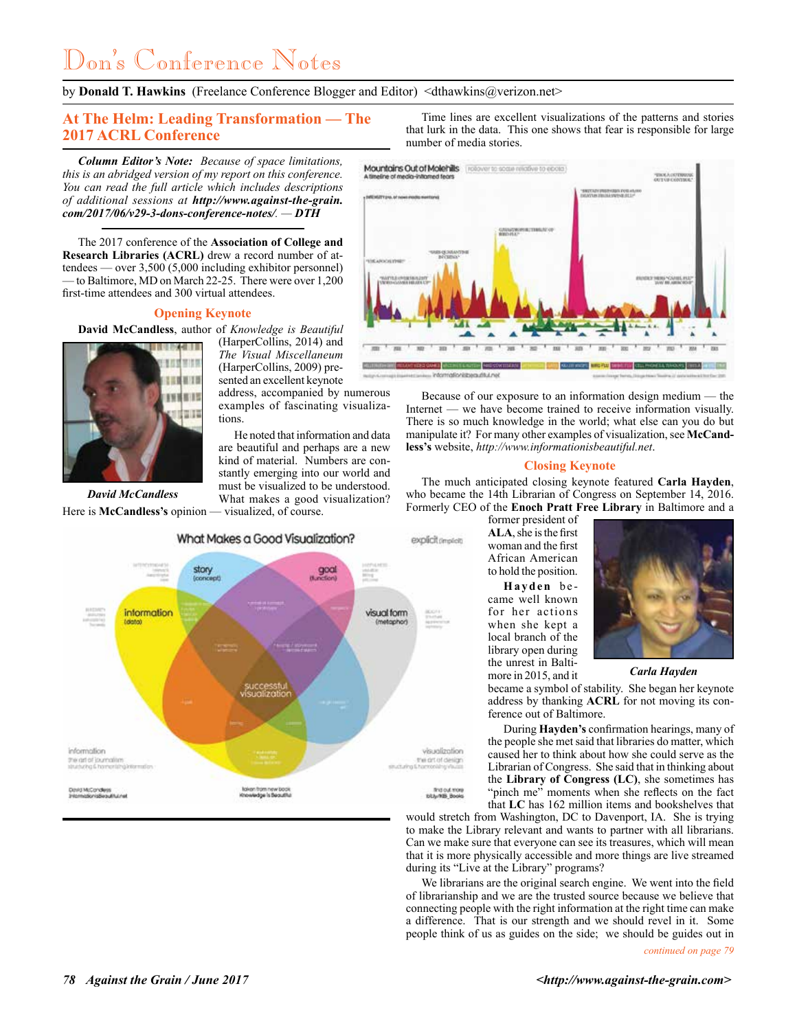# Don's Conference Notes

by **Donald T. Hawkins** (Freelance Conference Blogger and Editor) <dthawkins@verizon.net>

## At The Helm: Leading Transformation — The 2017 ACRL Conference

***Column Editor's Note:** Because of space limitations, this is an abridged version of my report on this conference. You can read the full article which includes descriptions of additional sessions at **http://www.against-the-grain.com/2017/06/v29-3-dons-conference-notes/**. — **DTH***

The 2017 conference of the **Association of College and Research Libraries (ACRL)** drew a record number of attendees — over 3,500 (5,000 including exhibitor personnel) — to Baltimore, MD on March 22-25. There were over 1,200 first-time attendees and 300 virtual attendees.

### Opening Keynote

**David McCandless**, author of *Knowledge is Beautiful* (HarperCollins, 2014) and *The Visual Miscellaneum* (HarperCollins, 2009) presented an excellent keynote address, accompanied by numerous examples of fascinating visualizations.

*David McCandless*

He noted that information and data are beautiful and perhaps are a new kind of material. Numbers are constantly emerging into our world and must be visualized to be understood. What makes a good visualization? Here is **McCandless's** opinion — visualized, of course.

Time lines are excellent visualizations of the patterns and stories that lurk in the data. This one shows that fear is responsible for large number of media stories.

Because of our exposure to an information design medium — the Internet — we have become trained to receive information visually. There is so much knowledge in the world; what else can you do but manipulate it? For many other examples of visualization, see **McCandless's** website, *http://www.informationisbeautiful.net*.

### Closing Keynote

The much anticipated closing keynote featured **Carla Hayden**, who became the 14th Librarian of Congress on September 14, 2016. Formerly CEO of the **Enoch Pratt Free Library** in Baltimore and a former president of **ALA**, she is the first woman and the first African American to hold the position.

*Carla Hayden*

**Hayden** became well known for her actions when she kept a local branch of the library open during the unrest in Baltimore in 2015, and it became a symbol of stability. She began her keynote address by thanking **ACRL** for not moving its conference out of Baltimore.

During **Hayden's** confirmation hearings, many of the people she met said that libraries do matter, which caused her to think about how she could serve as the Librarian of Congress. She said that in thinking about the **Library of Congress (LC)**, she sometimes has "pinch me" moments when she reflects on the fact that **LC** has 162 million items and bookshelves that would stretch from Washington, DC to Davenport, IA. She is trying to make the Library relevant and wants to partner with all librarians. Can we make sure that everyone can see its treasures, which will mean that it is more physically accessible and more things are live streamed during its "Live at the Library" programs?

We librarians are the original search engine. We went into the field of librarianship and we are the trusted source because we believe that connecting people with the right information at the right time can make a difference. That is our strength and we should revel in it. Some people think of us as guides on the side; we should be guides out in

*continued on page 79*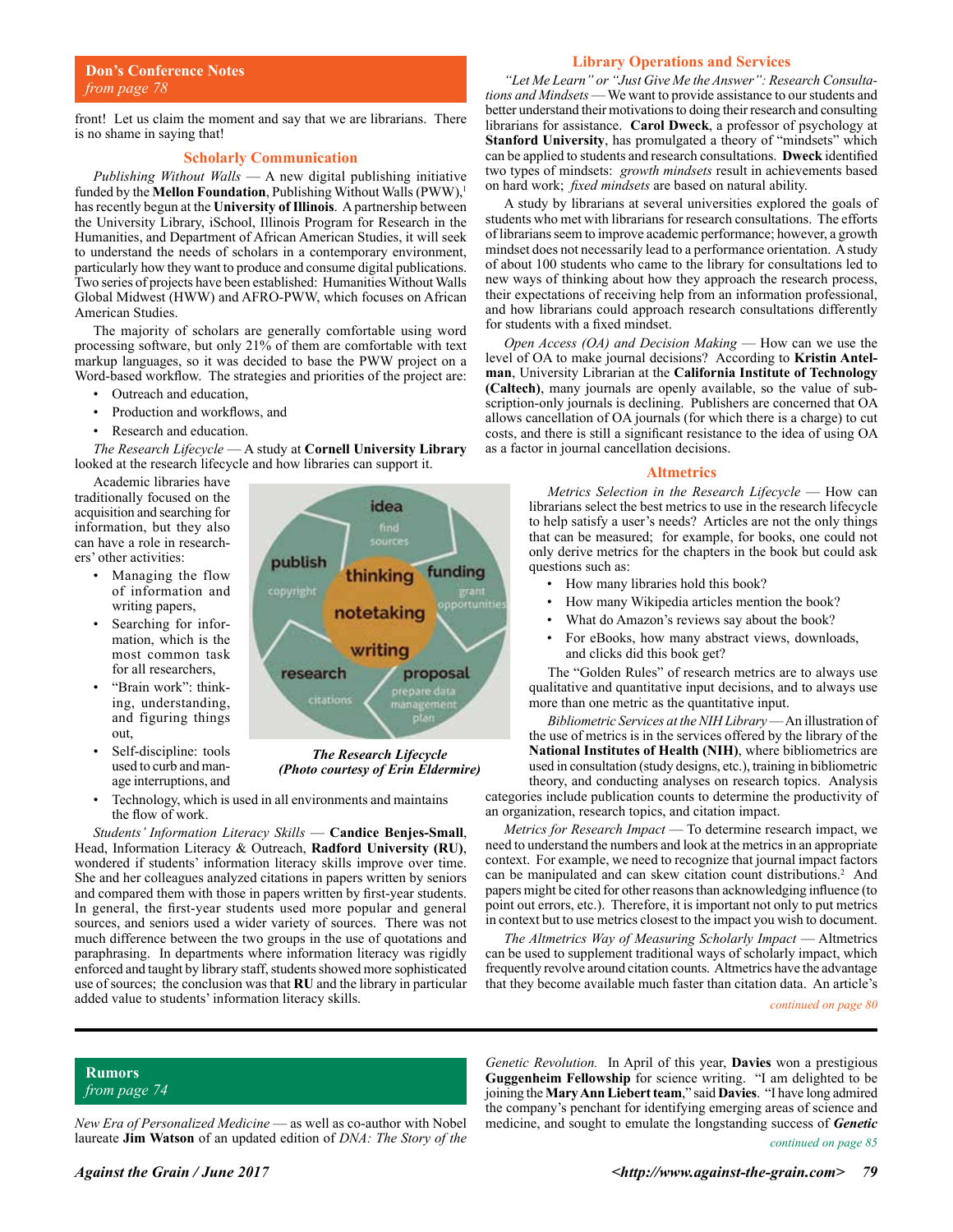## Don's Conference Notes
*from page 78*

front! Let us claim the moment and say that we are librarians. There is no shame in saying that!

### Scholarly Communication

*Publishing Without Walls* — A new digital publishing initiative funded by the **Mellon Foundation**, Publishing Without Walls (PWW),[1] has recently begun at the **University of Illinois**. A partnership between the University Library, iSchool, Illinois Program for Research in the Humanities, and Department of African American Studies, it will seek to understand the needs of scholars in a contemporary environment, particularly how they want to produce and consume digital publications. Two series of projects have been established: Humanities Without Walls Global Midwest (HWW) and AFRO-PWW, which focuses on African American Studies.

The majority of scholars are generally comfortable using word processing software, but only 21% of them are comfortable with text markup languages, so it was decided to base the PWW project on a Word-based workflow. The strategies and priorities of the project are:

- Outreach and education,
- Production and workflows, and
- Research and education.

*The Research Lifecycle* — A study at **Cornell University Library** looked at the research lifecycle and how libraries can support it.

Academic libraries have traditionally focused on the acquisition and searching for information, but they also can have a role in researchers' other activities:

- Managing the flow of information and writing papers,
- Searching for information, which is the most common task for all researchers,
- "Brain work": thinking, understanding, and figuring things out,
- Self-discipline: tools used to curb and manage interruptions, and
- Technology, which is used in all environments and maintains the flow of work.

***The Research Lifecycle (Photo courtesy of Erin Eldermire)***

*Students' Information Literacy Skills* — **Candice Benjes-Small**, Head, Information Literacy & Outreach, **Radford University (RU)**, wondered if students' information literacy skills improve over time. She and her colleagues analyzed citations in papers written by seniors and compared them with those in papers written by first-year students. In general, the first-year students used more popular and general sources, and seniors used a wider variety of sources. There was not much difference between the two groups in the use of quotations and paraphrasing. In departments where information literacy was rigidly enforced and taught by library staff, students showed more sophisticated use of sources; the conclusion was that **RU** and the library in particular added value to students' information literacy skills.

### Library Operations and Services

*"Let Me Learn" or "Just Give Me the Answer": Research Consultations and Mindsets* — We want to provide assistance to our students and better understand their motivations to doing their research and consulting librarians for assistance. **Carol Dweck**, a professor of psychology at **Stanford University**, has promulgated a theory of "mindsets" which can be applied to students and research consultations. **Dweck** identified two types of mindsets: *growth mindsets* result in achievements based on hard work; *fixed mindsets* are based on natural ability.

A study by librarians at several universities explored the goals of students who met with librarians for research consultations. The efforts of librarians seem to improve academic performance; however, a growth mindset does not necessarily lead to a performance orientation. A study of about 100 students who came to the library for consultations led to new ways of thinking about how they approach the research process, their expectations of receiving help from an information professional, and how librarians could approach research consultations differently for students with a fixed mindset.

*Open Access (OA) and Decision Making* — How can we use the level of OA to make journal decisions? According to **Kristin Antelman**, University Librarian at the **California Institute of Technology (Caltech)**, many journals are openly available, so the value of subscription-only journals is declining. Publishers are concerned that OA allows cancellation of OA journals (for which there is a charge) to cut costs, and there is still a significant resistance to the idea of using OA as a factor in journal cancellation decisions.

### Altmetrics

*Metrics Selection in the Research Lifecycle* — How can librarians select the best metrics to use in the research lifecycle to help satisfy a user's needs? Articles are not the only things that can be measured; for example, for books, one could not only derive metrics for the chapters in the book but could ask questions such as:

- How many libraries hold this book?
- How many Wikipedia articles mention the book?
- What do Amazon's reviews say about the book?
- For eBooks, how many abstract views, downloads, and clicks did this book get?

The "Golden Rules" of research metrics are to always use qualitative and quantitative input decisions, and to always use more than one metric as the quantitative input.

*Bibliometric Services at the NIH Library* — An illustration of the use of metrics is in the services offered by the library of the **National Institutes of Health (NIH)**, where bibliometrics are used in consultation (study designs, etc.), training in bibliometric theory, and conducting analyses on research topics. Analysis categories include publication counts to determine the productivity of an organization, research topics, and citation impact.

*Metrics for Research Impact* — To determine research impact, we need to understand the numbers and look at the metrics in an appropriate context. For example, we need to recognize that journal impact factors can be manipulated and can skew citation count distributions.[2] And papers might be cited for other reasons than acknowledging influence (to point out errors, etc.). Therefore, it is important not only to put metrics in context but to use metrics closest to the impact you wish to document.

*The Altmetrics Way of Measuring Scholarly Impact* — Altmetrics can be used to supplement traditional ways of scholarly impact, which frequently revolve around citation counts. Altmetrics have the advantage that they become available much faster than citation data. An article's

*continued on page 80*

---

## Rumors
*from page 74*

*New Era of Personalized Medicine* — as well as co-author with Nobel laureate **Jim Watson** of an updated edition of *DNA: The Story of the Genetic Revolution.* In April of this year, **Davies** won a prestigious **Guggenheim Fellowship** for science writing. "I am delighted to be joining the **Mary Ann Liebert team**," said **Davies**. "I have long admired the company's penchant for identifying emerging areas of science and medicine, and sought to emulate the longstanding success of ***Genetic***

*continued on page 85*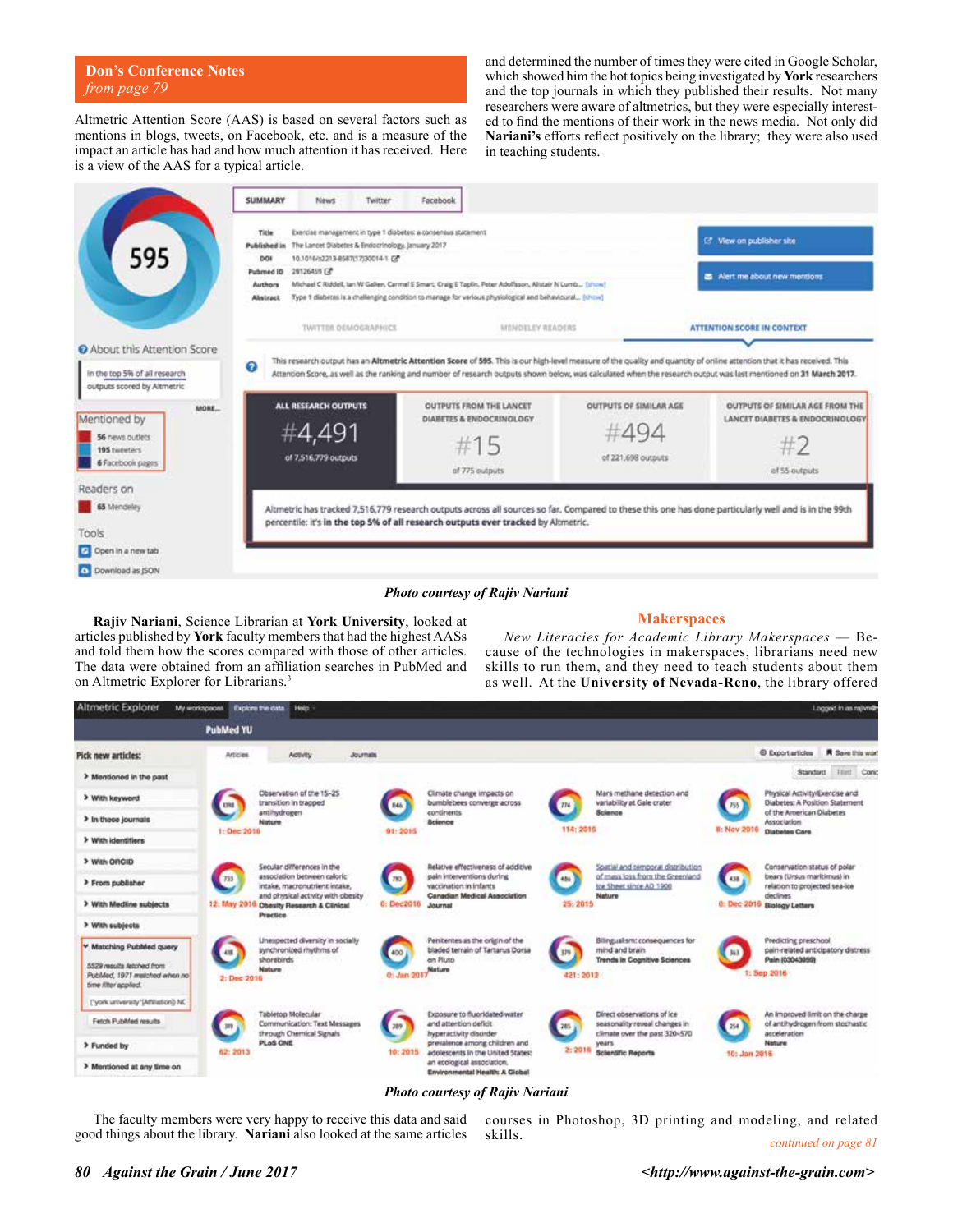**Don's Conference Notes**
*from page 79*

Altmetric Attention Score (AAS) is based on several factors such as mentions in blogs, tweets, on Facebook, etc. and is a measure of the impact an article has had and how much attention it has received. Here is a view of the AAS for a typical article.

*Photo courtesy of Rajiv Nariani*

**Rajiv Nariani**, Science Librarian at **York University**, looked at articles published by **York** faculty members that had the highest AASs and told them how the scores compared with those of other articles. The data were obtained from an affiliation searches in PubMed and on Altmetric Explorer for Librarians.[3]

*Photo courtesy of Rajiv Nariani*

The faculty members were very happy to receive this data and said good things about the library. **Nariani** also looked at the same articles and determined the number of times they were cited in Google Scholar, which showed him the hot topics being investigated by **York** researchers and the top journals in which they published their results. Not many researchers were aware of altmetrics, but they were especially interested to find the mentions of their work in the news media. Not only did **Nariani's** efforts reflect positively on the library; they were also used in teaching students.

## Makerspaces

*New Literacies for Academic Library Makerspaces* — Because of the technologies in makerspaces, librarians need new skills to run them, and they need to teach students about them as well. At the **University of Nevada-Reno**, the library offered courses in Photoshop, 3D printing and modeling, and related skills.

*continued on page 81*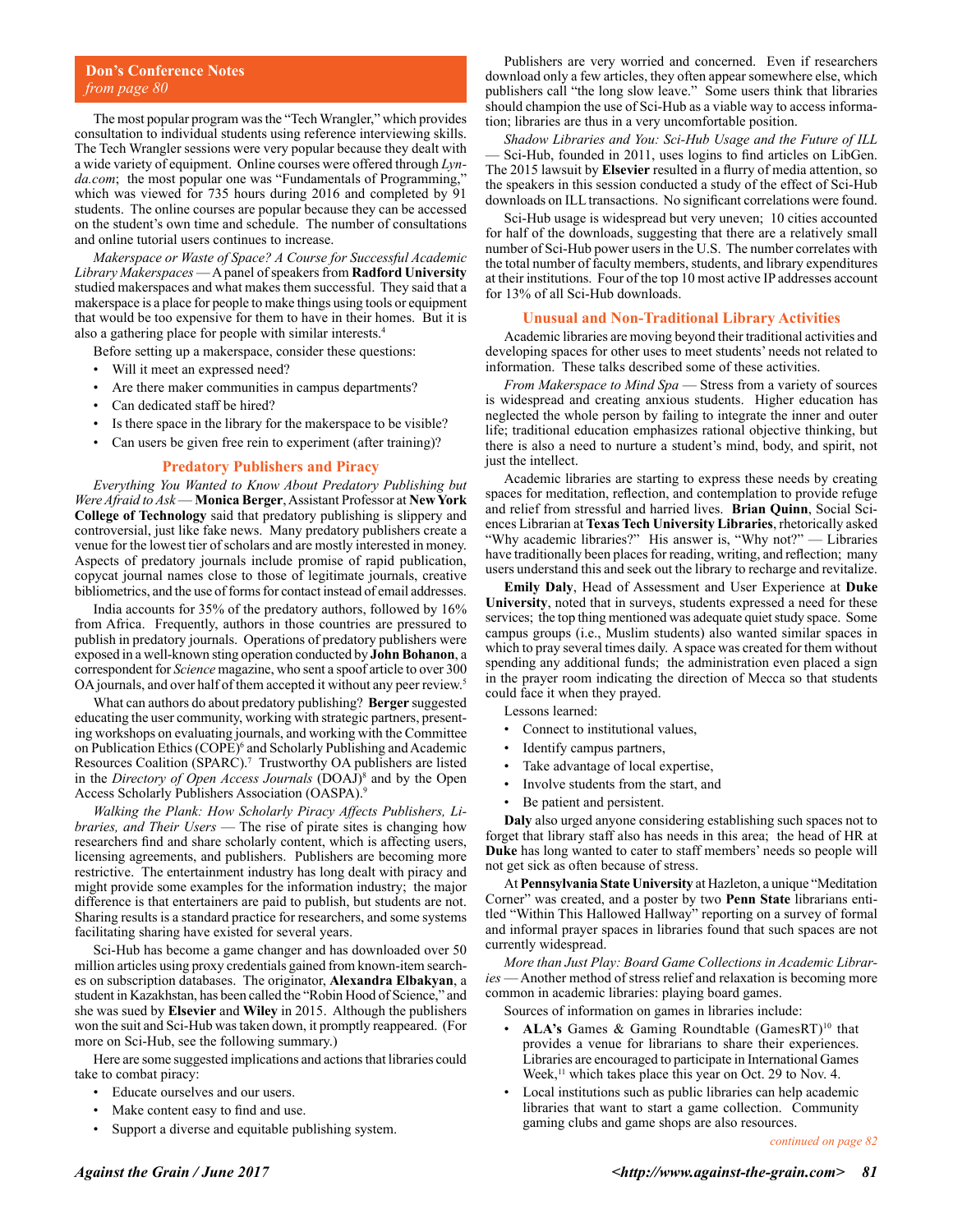**Don's Conference Notes**
*from page 80*

The most popular program was the "Tech Wrangler," which provides consultation to individual students using reference interviewing skills. The Tech Wrangler sessions were very popular because they dealt with a wide variety of equipment. Online courses were offered through *Lynda.com*; the most popular one was "Fundamentals of Programming," which was viewed for 735 hours during 2016 and completed by 91 students. The online courses are popular because they can be accessed on the student's own time and schedule. The number of consultations and online tutorial users continues to increase.

*Makerspace or Waste of Space? A Course for Successful Academic Library Makerspaces* — A panel of speakers from **Radford University** studied makerspaces and what makes them successful. They said that a makerspace is a place for people to make things using tools or equipment that would be too expensive for them to have in their homes. But it is also a gathering place for people with similar interests.[4]

Before setting up a makerspace, consider these questions:

- Will it meet an expressed need?
- Are there maker communities in campus departments?
- Can dedicated staff be hired?
- Is there space in the library for the makerspace to be visible?
- Can users be given free rein to experiment (after training)?

## Predatory Publishers and Piracy

*Everything You Wanted to Know About Predatory Publishing but Were Afraid to Ask* — **Monica Berger**, Assistant Professor at **New York College of Technology** said that predatory publishing is slippery and controversial, just like fake news. Many predatory publishers create a venue for the lowest tier of scholars and are mostly interested in money. Aspects of predatory journals include promise of rapid publication, copycat journal names close to those of legitimate journals, creative bibliometrics, and the use of forms for contact instead of email addresses.

India accounts for 35% of the predatory authors, followed by 16% from Africa. Frequently, authors in those countries are pressured to publish in predatory journals. Operations of predatory publishers were exposed in a well-known sting operation conducted by **John Bohanon**, a correspondent for *Science* magazine, who sent a spoof article to over 300 OA journals, and over half of them accepted it without any peer review.[5]

What can authors do about predatory publishing? **Berger** suggested educating the user community, working with strategic partners, presenting workshops on evaluating journals, and working with the Committee on Publication Ethics (COPE)[6] and Scholarly Publishing and Academic Resources Coalition (SPARC).[7] Trustworthy OA publishers are listed in the *Directory of Open Access Journals* (DOAJ)[8] and by the Open Access Scholarly Publishers Association (OASPA).[9]

*Walking the Plank: How Scholarly Piracy Affects Publishers, Libraries, and Their Users* — The rise of pirate sites is changing how researchers find and share scholarly content, which is affecting users, licensing agreements, and publishers. Publishers are becoming more restrictive. The entertainment industry has long dealt with piracy and might provide some examples for the information industry; the major difference is that entertainers are paid to publish, but students are not. Sharing results is a standard practice for researchers, and some systems facilitating sharing have existed for several years.

Sci-Hub has become a game changer and has downloaded over 50 million articles using proxy credentials gained from known-item searches on subscription databases. The originator, **Alexandra Elbakyan**, a student in Kazakhstan, has been called the "Robin Hood of Science," and she was sued by **Elsevier** and **Wiley** in 2015. Although the publishers won the suit and Sci-Hub was taken down, it promptly reappeared. (For more on Sci-Hub, see the following summary.)

Here are some suggested implications and actions that libraries could take to combat piracy:

- Educate ourselves and our users.
- Make content easy to find and use.
- Support a diverse and equitable publishing system.

Publishers are very worried and concerned. Even if researchers download only a few articles, they often appear somewhere else, which publishers call "the long slow leave." Some users think that libraries should champion the use of Sci-Hub as a viable way to access information; libraries are thus in a very uncomfortable position.

*Shadow Libraries and You: Sci-Hub Usage and the Future of ILL* — Sci-Hub, founded in 2011, uses logins to find articles on LibGen. The 2015 lawsuit by **Elsevier** resulted in a flurry of media attention, so the speakers in this session conducted a study of the effect of Sci-Hub downloads on ILL transactions. No significant correlations were found.

Sci-Hub usage is widespread but very uneven; 10 cities accounted for half of the downloads, suggesting that there are a relatively small number of Sci-Hub power users in the U.S. The number correlates with the total number of faculty members, students, and library expenditures at their institutions. Four of the top 10 most active IP addresses account for 13% of all Sci-Hub downloads.

## Unusual and Non-Traditional Library Activities

Academic libraries are moving beyond their traditional activities and developing spaces for other uses to meet students' needs not related to information. These talks described some of these activities.

*From Makerspace to Mind Spa* — Stress from a variety of sources is widespread and creating anxious students. Higher education has neglected the whole person by failing to integrate the inner and outer life; traditional education emphasizes rational objective thinking, but there is also a need to nurture a student's mind, body, and spirit, not just the intellect.

Academic libraries are starting to express these needs by creating spaces for meditation, reflection, and contemplation to provide refuge and relief from stressful and harried lives. **Brian Quinn**, Social Sciences Librarian at **Texas Tech University Libraries**, rhetorically asked "Why academic libraries?" His answer is, "Why not?" — Libraries have traditionally been places for reading, writing, and reflection; many users understand this and seek out the library to recharge and revitalize.

**Emily Daly**, Head of Assessment and User Experience at **Duke University**, noted that in surveys, students expressed a need for these services; the top thing mentioned was adequate quiet study space. Some campus groups (i.e., Muslim students) also wanted similar spaces in which to pray several times daily. A space was created for them without spending any additional funds; the administration even placed a sign in the prayer room indicating the direction of Mecca so that students could face it when they prayed.

Lessons learned:

- Connect to institutional values,
- Identify campus partners,
- Take advantage of local expertise,
- Involve students from the start, and
- Be patient and persistent.

**Daly** also urged anyone considering establishing such spaces not to forget that library staff also has needs in this area; the head of HR at **Duke** has long wanted to cater to staff members' needs so people will not get sick as often because of stress.

At **Pennsylvania State University** at Hazleton, a unique "Meditation Corner" was created, and a poster by two **Penn State** librarians entitled "Within This Hallowed Hallway" reporting on a survey of formal and informal prayer spaces in libraries found that such spaces are not currently widespread.

*More than Just Play: Board Game Collections in Academic Libraries* — Another method of stress relief and relaxation is becoming more common in academic libraries: playing board games.

Sources of information on games in libraries include:

- **ALA's** Games & Gaming Roundtable (GamesRT)[10] that provides a venue for librarians to share their experiences. Libraries are encouraged to participate in International Games Week,[11] which takes place this year on Oct. 29 to Nov. 4.
- Local institutions such as public libraries can help academic libraries that want to start a game collection. Community gaming clubs and game shops are also resources.

*continued on page 82*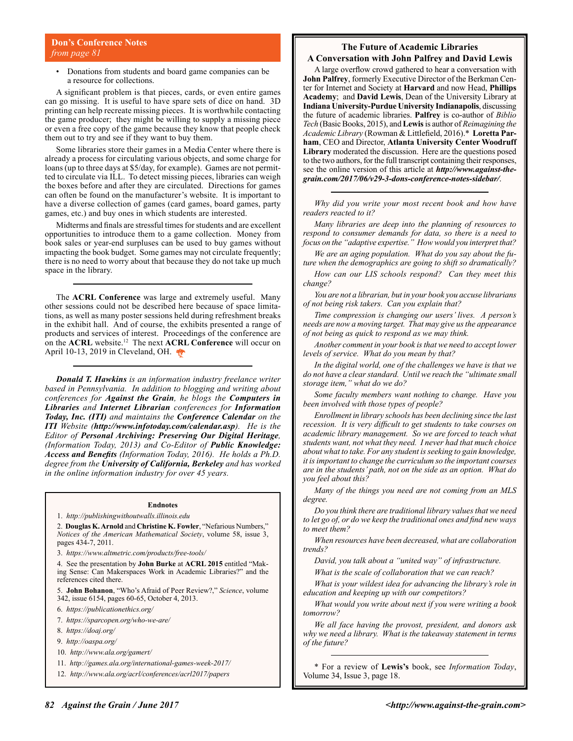**Don's Conference Notes**
*from page 81*

- Donations from students and board game companies can be a resource for collections.

A significant problem is that pieces, cards, or even entire games can go missing. It is useful to have spare sets of dice on hand. 3D printing can help recreate missing pieces. It is worthwhile contacting the game producer; they might be willing to supply a missing piece or even a free copy of the game because they know that people check them out to try and see if they want to buy them.

Some libraries store their games in a Media Center where there is already a process for circulating various objects, and some charge for loans (up to three days at $5/day, for example). Games are not permitted to circulate via ILL. To detect missing pieces, libraries can weigh the boxes before and after they are circulated. Directions for games can often be found on the manufacturer's website. It is important to have a diverse collection of games (card games, board games, party games, etc.) and buy ones in which students are interested.

Midterms and finals are stressful times for students and are excellent opportunities to introduce them to a game collection. Money from book sales or year-end surpluses can be used to buy games without impacting the book budget. Some games may not circulate frequently; there is no need to worry about that because they do not take up much space in the library.

---

The **ACRL Conference** was large and extremely useful. Many other sessions could not be described here because of space limitations, as well as many poster sessions held during refreshment breaks in the exhibit hall. And of course, the exhibits presented a range of products and services of interest. Proceedings of the conference are on the **ACRL** website.[12] The next **ACRL Conference** will occur on April 10-13, 2019 in Cleveland, OH.

---

***Donald T. Hawkins*** *is an information industry freelance writer based in Pennsylvania. In addition to blogging and writing about conferences for* ***Against the Grain****, he blogs the* ***Computers in Libraries*** *and* ***Internet Librarian*** *conferences for* ***Information Today, Inc. (ITI)*** *and maintains the* ***Conference Calendar*** *on the* ***ITI*** *Website (****http://www.infotoday.com/calendar.asp****). He is the Editor of* ***Personal Archiving: Preserving Our Digital Heritage****, (Information Today, 2013) and Co-Editor of* ***Public Knowledge: Access and Benefits*** *(Information Today, 2016). He holds a Ph.D. degree from the* ***University of California, Berkeley*** *and has worked in the online information industry for over 45 years.*

**Endnotes**

1. *http://publishingwithoutwalls.illinois.edu*
2. **Douglas K. Arnold** and **Christine K. Fowler**, "Nefarious Numbers," *Notices of the American Mathematical Society*, volume 58, issue 3, pages 434-7, 2011.
3. *https://www.altmetric.com/products/free-tools/*
4. See the presentation by **John Burke** at **ACRL 2015** entitled "Making Sense: Can Makerspaces Work in Academic Libraries?" and the references cited there.
5. **John Bohanon**, "Who's Afraid of Peer Review?," *Science*, volume 342, issue 6154, pages 60-65, October 4, 2013.
6. *https://publicationethics.org/*
7. *https://sparcopen.org/who-we-are/*
8. *https://doaj.org/*
9. *http://oaspa.org/*
10. *http://www.ala.org/gamert/*
11. *http://games.ala.org/international-games-week-2017/*
12. *http://www.ala.org/acrl/conferences/acrl2017/papers*

## The Future of Academic Libraries
### A Conversation with John Palfrey and David Lewis

A large overflow crowd gathered to hear a conversation with **John Palfrey**, formerly Executive Director of the Berkman Center for Internet and Society at **Harvard** and now Head, **Phillips Academy**; and **David Lewis**, Dean of the University Library at **Indiana University-Purdue University Indianapolis**, discussing the future of academic libraries. **Palfrey** is co-author of *Biblio Tech* (Basic Books, 2015), and **Lewis** is author of *Reimagining the Academic Library* (Rowman & Littlefield, 2016).* **Loretta Parham**, CEO and Director, **Atlanta University Center Woodruff Library** moderated the discussion. Here are the questions posed to the two authors, for the full transcript containing their responses, see the online version of this article at ***http://www.against-the-grain.com/2017/06/v29-3-dons-conference-notes-sidebar/***.

---

*Why did you write your most recent book and how have readers reacted to it?*

*Many libraries are deep into the planning of resources to respond to consumer demands for data, so there is a need to focus on the "adaptive expertise." How would you interpret that?*

*We are an aging population. What do you say about the future when the demographics are going to shift so dramatically?*

*How can our LIS schools respond? Can they meet this change?*

*You are not a librarian, but in your book you accuse librarians of not being risk takers. Can you explain that?*

*Time compression is changing our users' lives. A person's needs are now a moving target. That may give us the appearance of not being as quick to respond as we may think.*

*Another comment in your book is that we need to accept lower levels of service. What do you mean by that?*

*In the digital world, one of the challenges we have is that we do not have a clear standard. Until we reach the "ultimate small storage item," what do we do?*

*Some faculty members want nothing to change. Have you been involved with those types of people?*

*Enrollment in library schools has been declining since the last recession. It is very difficult to get students to take courses on academic library management. So we are forced to teach what students want, not what they need. I never had that much choice about what to take. For any student is seeking to gain knowledge, it is important to change the curriculum so the important courses are in the students' path, not on the side as an option. What do you feel about this?*

*Many of the things you need are not coming from an MLS degree.*

*Do you think there are traditional library values that we need to let go of, or do we keep the traditional ones and find new ways to meet them?*

*When resources have been decreased, what are collaboration trends?*

*David, you talk about a "united way" of infrastructure.*

*What is the scale of collaboration that we can reach?*

*What is your wildest idea for advancing the library's role in education and keeping up with our competitors?*

*What would you write about next if you were writing a book tomorrow?*

*We all face having the provost, president, and donors ask why we need a library. What is the takeaway statement in terms of the future?*

---

\* For a review of **Lewis's** book, see *Information Today*, Volume 34, Issue 3, page 18.